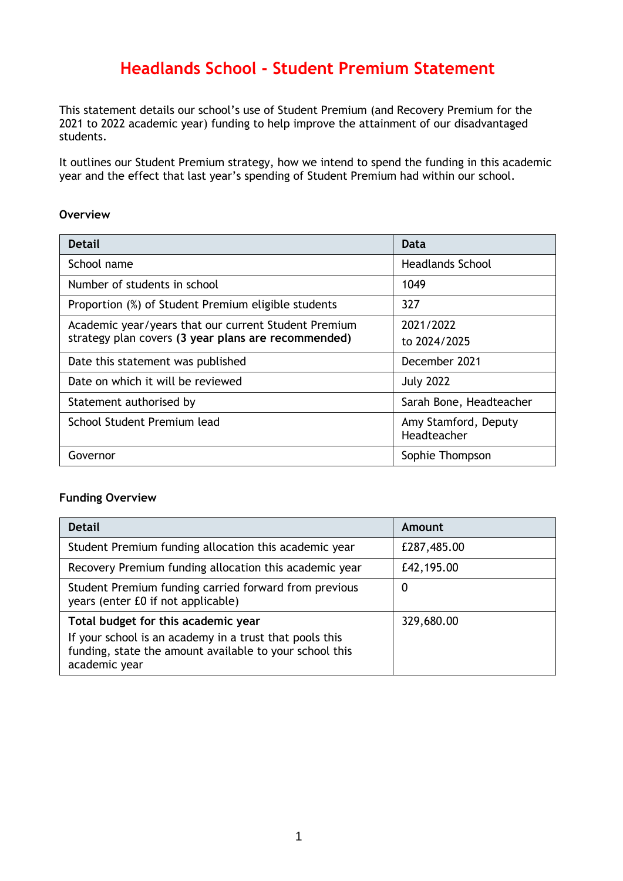# Headlands School - Student Premium Statement

This statement details our school's use of Student Premium (and Recovery Premium for the 2021 to 2022 academic year) funding to help improve the attainment of our disadvantaged students.

It outlines our Student Premium strategy, how we intend to spend the funding in this academic year and the effect that last year's spending of Student Premium had within our school.

**Overview**

| Detail | Data |
|---|---|
| School name | Headlands School |
| Number of students in school | 1049 |
| Proportion (%) of Student Premium eligible students | 327 |
| Academic year/years that our current Student Premium strategy plan covers **(3 year plans are recommended)** | 2021/2022<br>to 2024/2025 |
| Date this statement was published | December 2021 |
| Date on which it will be reviewed | July 2022 |
| Statement authorised by | Sarah Bone, Headteacher |
| School Student Premium lead | Amy Stamford, Deputy Headteacher |
| Governor | Sophie Thompson |

**Funding Overview**

| Detail | Amount |
|---|---|
| Student Premium funding allocation this academic year | £287,485.00 |
| Recovery Premium funding allocation this academic year | £42,195.00 |
| Student Premium funding carried forward from previous years (enter £0 if not applicable) | 0 |
| **Total budget for this academic year**<br>If your school is an academy in a trust that pools this funding, state the amount available to your school this academic year | 329,680.00 |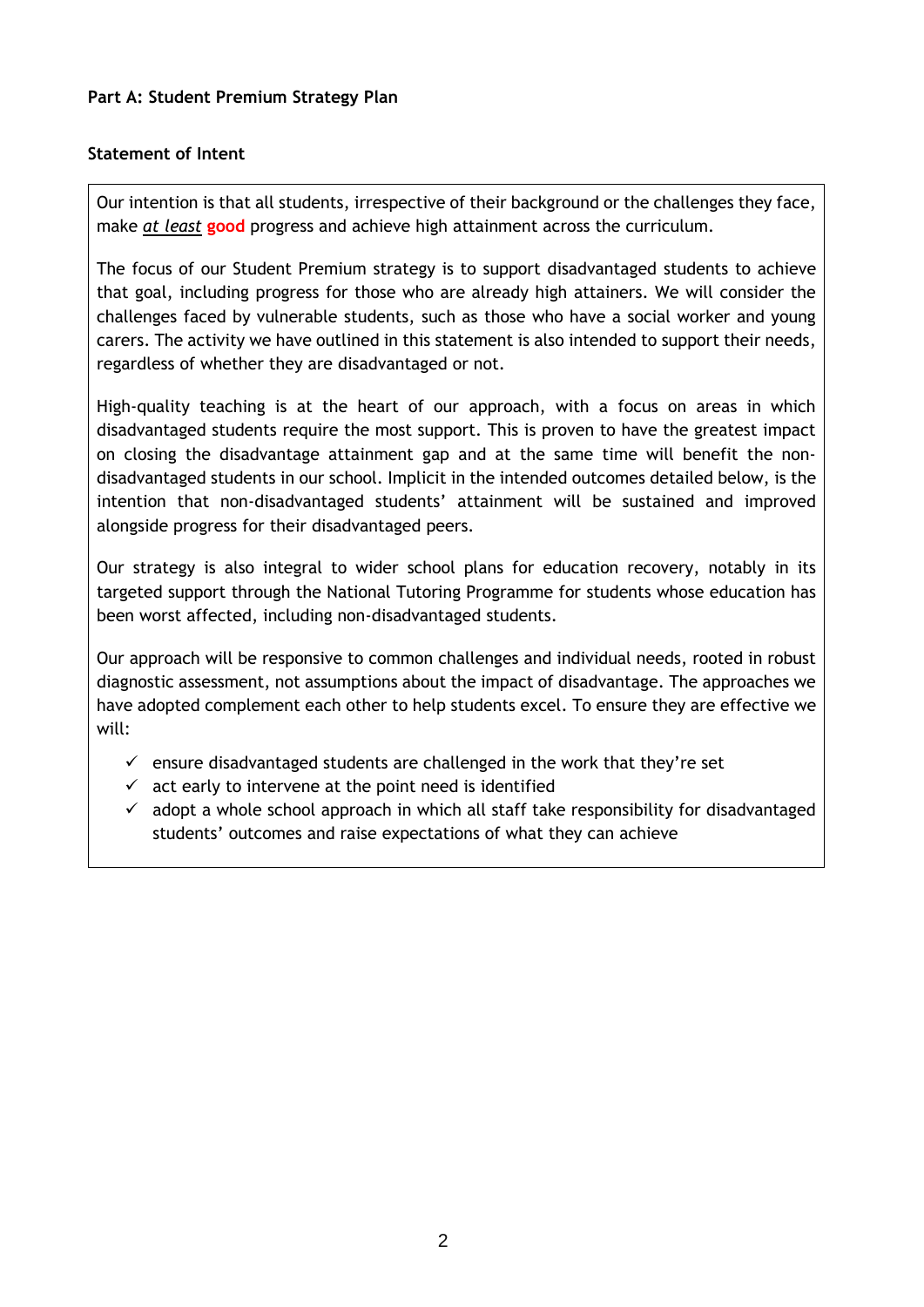**Part A: Student Premium Strategy Plan**

**Statement of Intent**

Our intention is that all students, irrespective of their background or the challenges they face, make *at least* **good** progress and achieve high attainment across the curriculum.

The focus of our Student Premium strategy is to support disadvantaged students to achieve that goal, including progress for those who are already high attainers. We will consider the challenges faced by vulnerable students, such as those who have a social worker and young carers. The activity we have outlined in this statement is also intended to support their needs, regardless of whether they are disadvantaged or not.

High-quality teaching is at the heart of our approach, with a focus on areas in which disadvantaged students require the most support. This is proven to have the greatest impact on closing the disadvantage attainment gap and at the same time will benefit the non-disadvantaged students in our school. Implicit in the intended outcomes detailed below, is the intention that non-disadvantaged students' attainment will be sustained and improved alongside progress for their disadvantaged peers.

Our strategy is also integral to wider school plans for education recovery, notably in its targeted support through the National Tutoring Programme for students whose education has been worst affected, including non-disadvantaged students.

Our approach will be responsive to common challenges and individual needs, rooted in robust diagnostic assessment, not assumptions about the impact of disadvantage. The approaches we have adopted complement each other to help students excel. To ensure they are effective we will:

- ✓ ensure disadvantaged students are challenged in the work that they're set
- ✓ act early to intervene at the point need is identified
- ✓ adopt a whole school approach in which all staff take responsibility for disadvantaged students' outcomes and raise expectations of what they can achieve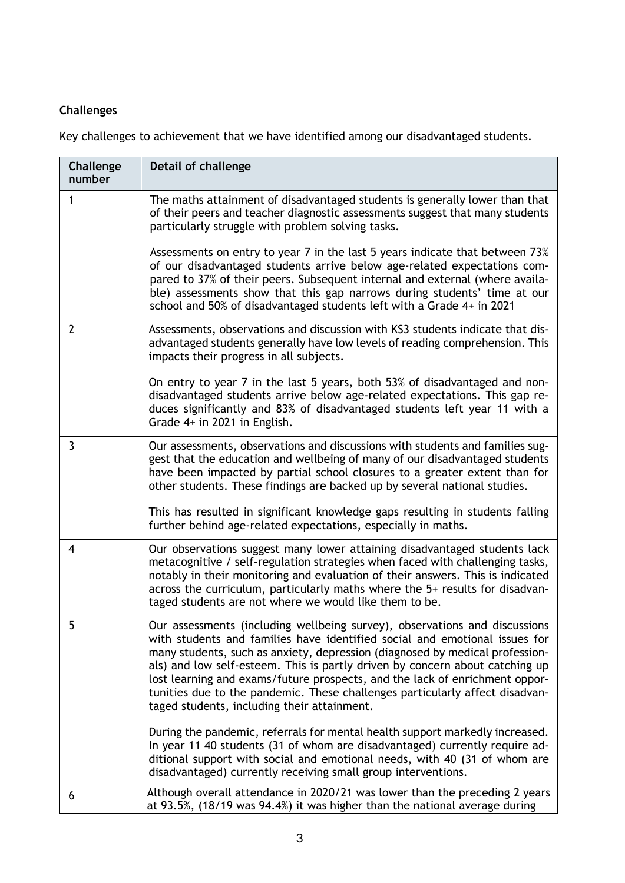**Challenges**

Key challenges to achievement that we have identified among our disadvantaged students.

| Challenge number | Detail of challenge |
|---|---|
| 1 | The maths attainment of disadvantaged students is generally lower than that of their peers and teacher diagnostic assessments suggest that many students particularly struggle with problem solving tasks.<br><br>Assessments on entry to year 7 in the last 5 years indicate that between 73% of our disadvantaged students arrive below age-related expectations compared to 37% of their peers. Subsequent internal and external (where available) assessments show that this gap narrows during students' time at our school and 50% of disadvantaged students left with a Grade 4+ in 2021 |
| 2 | Assessments, observations and discussion with KS3 students indicate that disadvantaged students generally have low levels of reading comprehension. This impacts their progress in all subjects.<br><br>On entry to year 7 in the last 5 years, both 53% of disadvantaged and non-disadvantaged students arrive below age-related expectations. This gap reduces significantly and 83% of disadvantaged students left year 11 with a Grade 4+ in 2021 in English. |
| 3 | Our assessments, observations and discussions with students and families suggest that the education and wellbeing of many of our disadvantaged students have been impacted by partial school closures to a greater extent than for other students. These findings are backed up by several national studies.<br><br>This has resulted in significant knowledge gaps resulting in students falling further behind age-related expectations, especially in maths. |
| 4 | Our observations suggest many lower attaining disadvantaged students lack metacognitive / self-regulation strategies when faced with challenging tasks, notably in their monitoring and evaluation of their answers. This is indicated across the curriculum, particularly maths where the 5+ results for disadvantaged students are not where we would like them to be. |
| 5 | Our assessments (including wellbeing survey), observations and discussions with students and families have identified social and emotional issues for many students, such as anxiety, depression (diagnosed by medical professionals) and low self-esteem. This is partly driven by concern about catching up lost learning and exams/future prospects, and the lack of enrichment opportunities due to the pandemic. These challenges particularly affect disadvantaged students, including their attainment.<br><br>During the pandemic, referrals for mental health support markedly increased. In year 11 40 students (31 of whom are disadvantaged) currently require additional support with social and emotional needs, with 40 (31 of whom are disadvantaged) currently receiving small group interventions. |
| 6 | Although overall attendance in 2020/21 was lower than the preceding 2 years at 93.5%, (18/19 was 94.4%) it was higher than the national average during |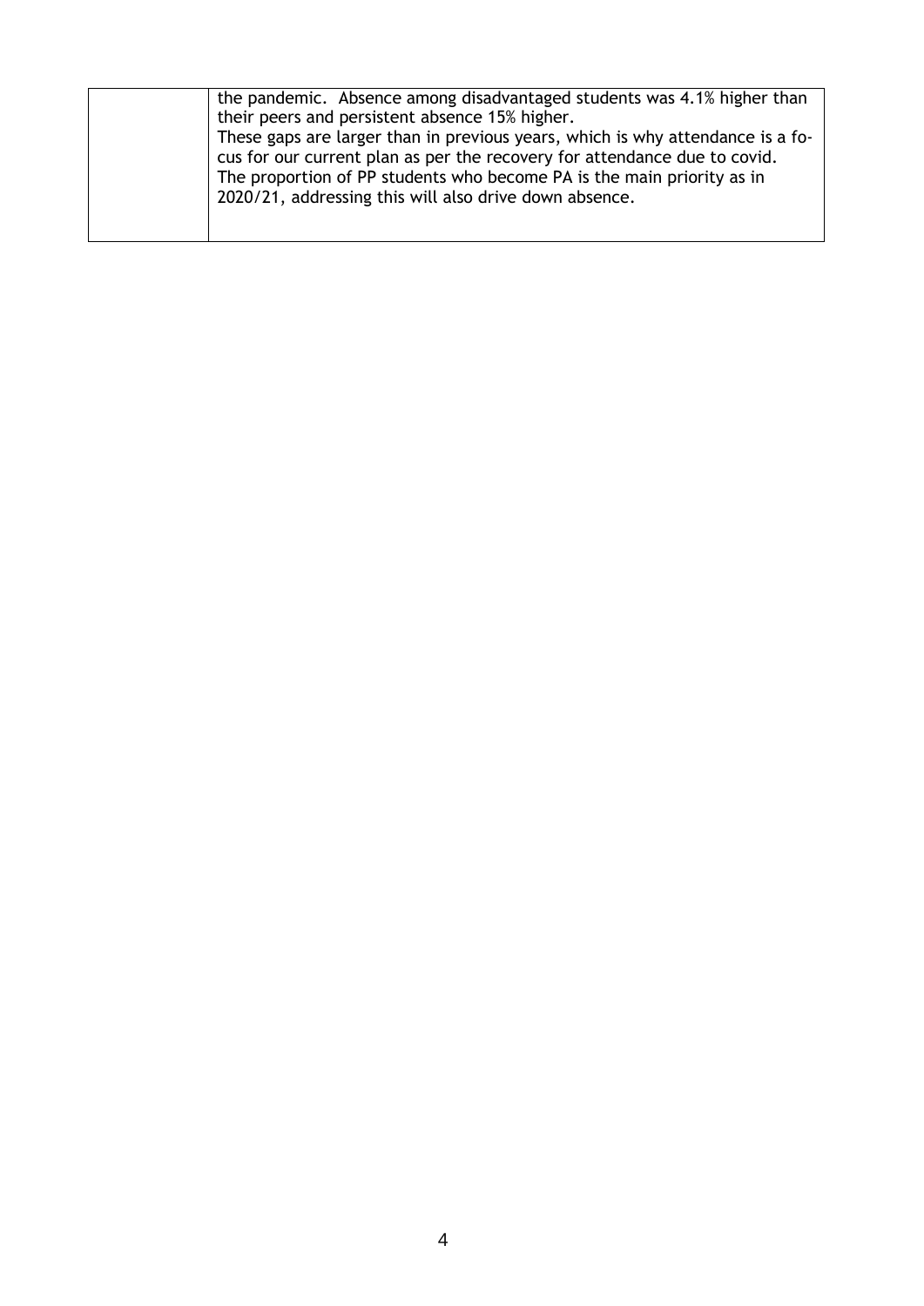| | |
|---|---|
| | the pandemic. Absence among disadvantaged students was 4.1% higher than their peers and persistent absence 15% higher.<br>These gaps are larger than in previous years, which is why attendance is a focus for our current plan as per the recovery for attendance due to covid.<br>The proportion of PP students who become PA is the main priority as in 2020/21, addressing this will also drive down absence. |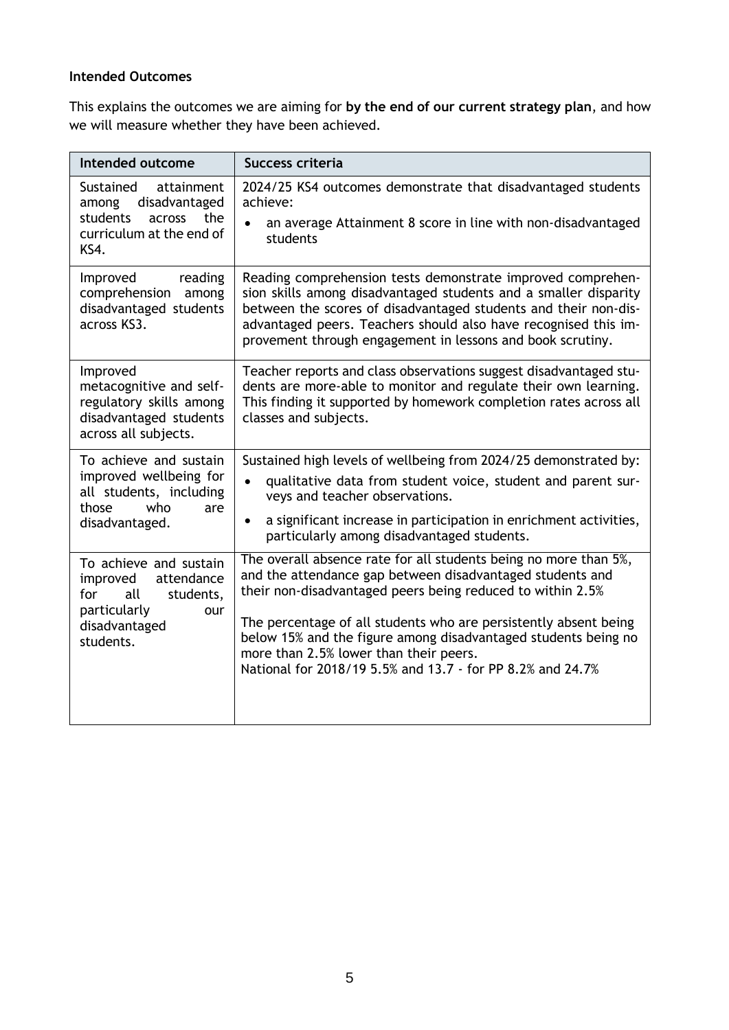**Intended Outcomes**

This explains the outcomes we are aiming for **by the end of our current strategy plan**, and how we will measure whether they have been achieved.

| Intended outcome | Success criteria |
|---|---|
| Sustained attainment among disadvantaged students across the curriculum at the end of KS4. | 2024/25 KS4 outcomes demonstrate that disadvantaged students achieve:<br>• an average Attainment 8 score in line with non-disadvantaged students |
| Improved reading comprehension among disadvantaged students across KS3. | Reading comprehension tests demonstrate improved comprehension skills among disadvantaged students and a smaller disparity between the scores of disadvantaged students and their non-disadvantaged peers. Teachers should also have recognised this improvement through engagement in lessons and book scrutiny. |
| Improved metacognitive and self-regulatory skills among disadvantaged students across all subjects. | Teacher reports and class observations suggest disadvantaged students are more-able to monitor and regulate their own learning. This finding it supported by homework completion rates across all classes and subjects. |
| To achieve and sustain improved wellbeing for all students, including those who are disadvantaged. | Sustained high levels of wellbeing from 2024/25 demonstrated by:<br>• qualitative data from student voice, student and parent surveys and teacher observations.<br>• a significant increase in participation in enrichment activities, particularly among disadvantaged students. |
| To achieve and sustain improved attendance for all students, particularly our disadvantaged students. | The overall absence rate for all students being no more than 5%, and the attendance gap between disadvantaged students and their non-disadvantaged peers being reduced to within 2.5%<br><br>The percentage of all students who are persistently absent being below 15% and the figure among disadvantaged students being no more than 2.5% lower than their peers.<br>National for 2018/19 5.5% and 13.7 - for PP 8.2% and 24.7% |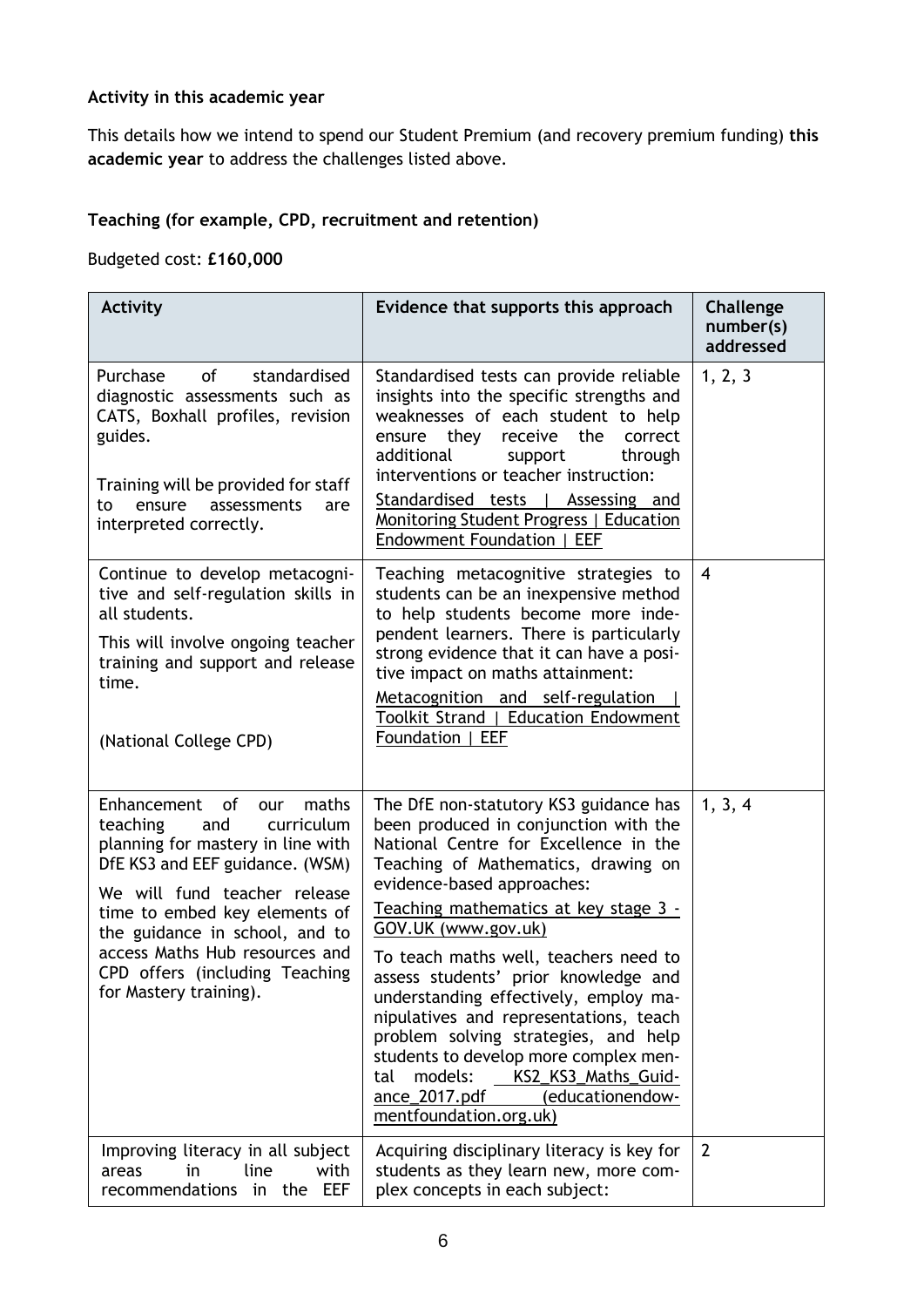**Activity in this academic year**

This details how we intend to spend our Student Premium (and recovery premium funding) **this academic year** to address the challenges listed above.

**Teaching (for example, CPD, recruitment and retention)**

Budgeted cost: **£160,000**

| Activity | Evidence that supports this approach | Challenge number(s) addressed |
|---|---|---|
| Purchase of standardised diagnostic assessments such as CATS, Boxhall profiles, revision guides.<br><br>Training will be provided for staff to ensure assessments are interpreted correctly. | Standardised tests can provide reliable insights into the specific strengths and weaknesses of each student to help ensure they receive the correct additional support through interventions or teacher instruction:<br>Standardised tests \| Assessing and Monitoring Student Progress \| Education Endowment Foundation \| EEF | 1, 2, 3 |
| Continue to develop metacognitive and self-regulation skills in all students.<br>This will involve ongoing teacher training and support and release time.<br><br>(National College CPD) | Teaching metacognitive strategies to students can be an inexpensive method to help students become more independent learners. There is particularly strong evidence that it can have a positive impact on maths attainment:<br>Metacognition and self-regulation \| Toolkit Strand \| Education Endowment Foundation \| EEF | 4 |
| Enhancement of our maths teaching and curriculum planning for mastery in line with DfE KS3 and EEF guidance. (WSM)<br>We will fund teacher release time to embed key elements of the guidance in school, and to access Maths Hub resources and CPD offers (including Teaching for Mastery training). | The DfE non-statutory KS3 guidance has been produced in conjunction with the National Centre for Excellence in the Teaching of Mathematics, drawing on evidence-based approaches:<br>Teaching mathematics at key stage 3 - GOV.UK (www.gov.uk)<br>To teach maths well, teachers need to assess students' prior knowledge and understanding effectively, employ manipulatives and representations, teach problem solving strategies, and help students to develop more complex mental models: KS2_KS3_Maths_Guidance_2017.pdf (educationendowmentfoundation.org.uk) | 1, 3, 4 |
| Improving literacy in all subject areas in line with recommendations in the EEF | Acquiring disciplinary literacy is key for students as they learn new, more complex concepts in each subject: | 2 |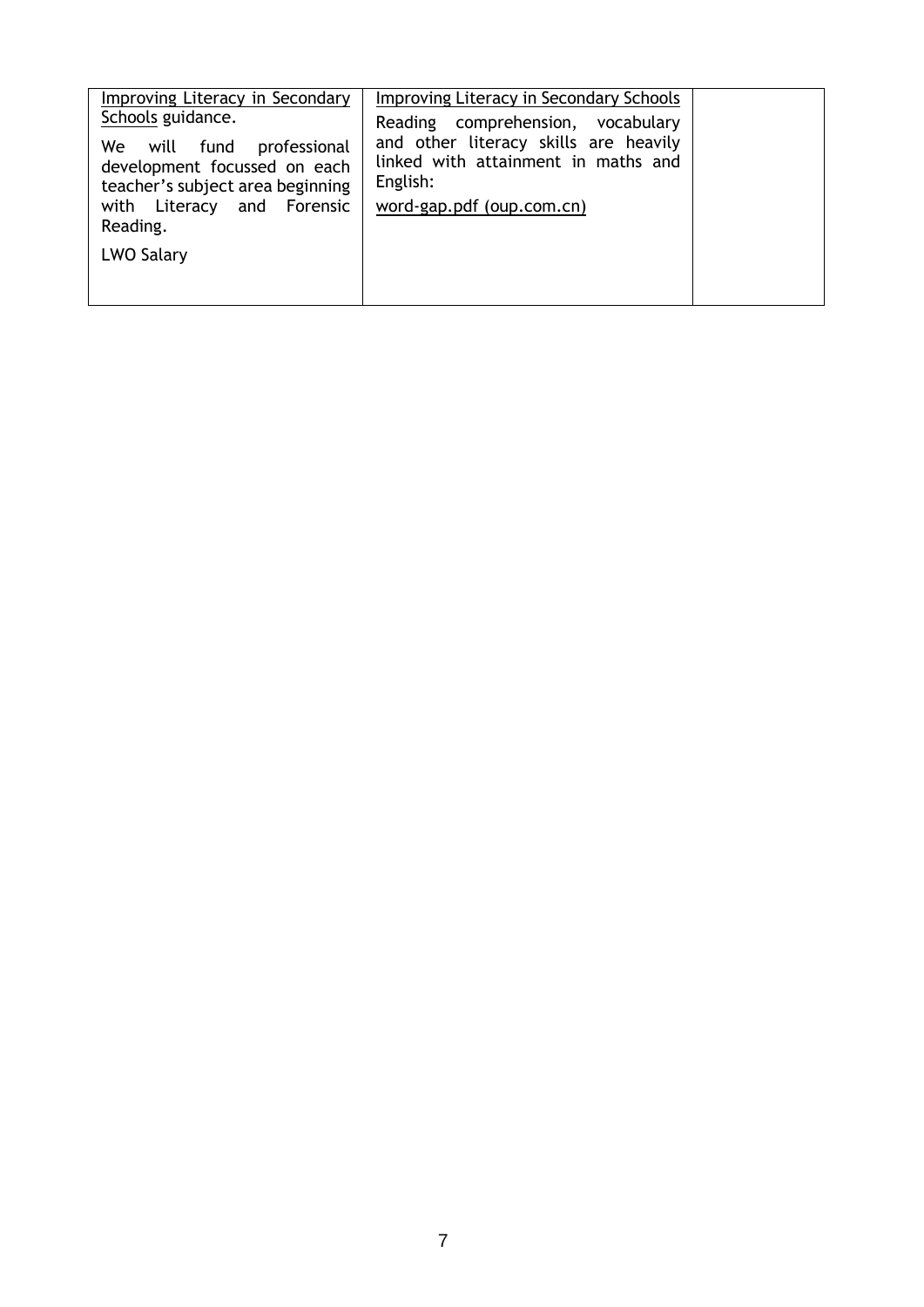| | | |
|---|---|---|
| Improving Literacy in Secondary Schools guidance.<br><br>We will fund professional development focussed on each teacher's subject area beginning with Literacy and Forensic Reading.<br><br>LWO Salary | Improving Literacy in Secondary Schools<br><br>Reading comprehension, vocabulary and other literacy skills are heavily linked with attainment in maths and English:<br><br>word-gap.pdf (oup.com.cn) | |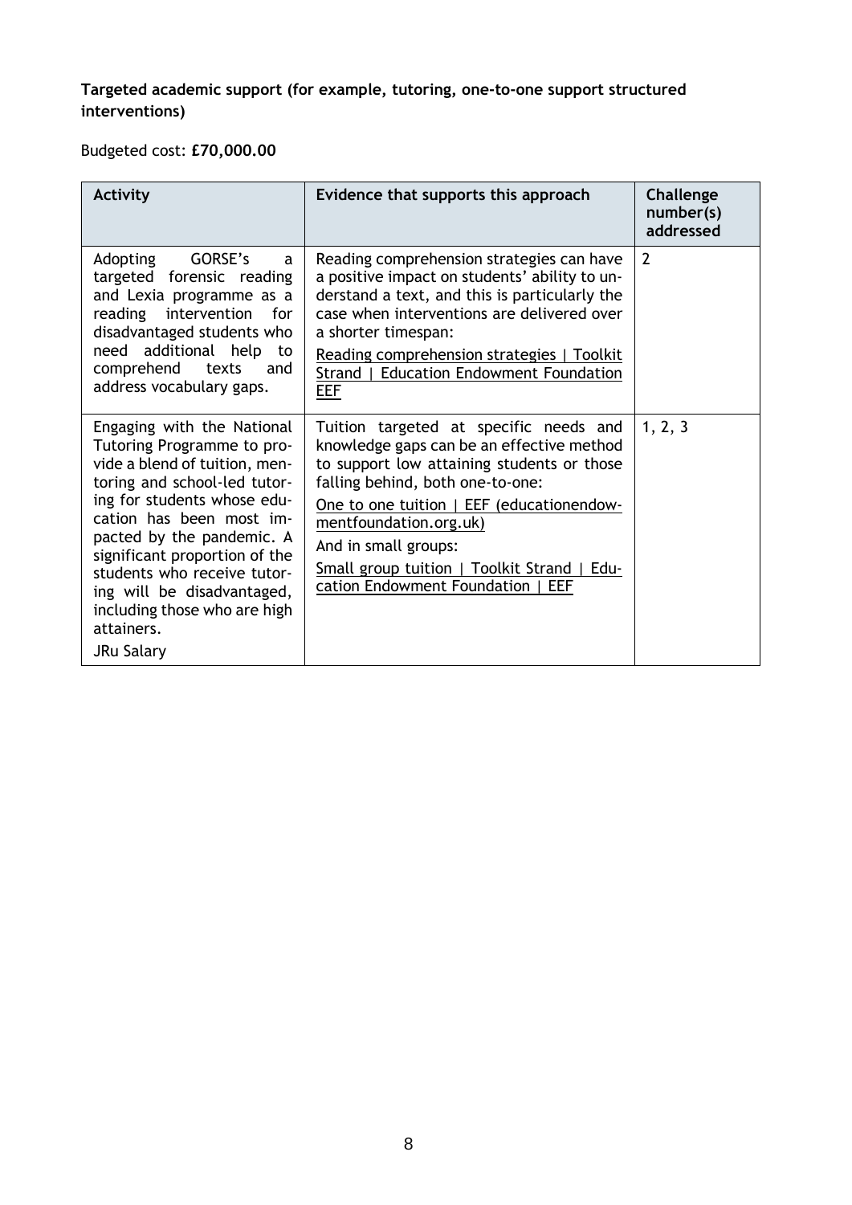**Targeted academic support (for example, tutoring, one-to-one support structured interventions)**

Budgeted cost: **£70,000.00**

| Activity | Evidence that supports this approach | Challenge number(s) addressed |
|---|---|---|
| Adopting GORSE's a targeted forensic reading and Lexia programme as a reading intervention for disadvantaged students who need additional help to comprehend texts and address vocabulary gaps. | Reading comprehension strategies can have a positive impact on students' ability to understand a text, and this is particularly the case when interventions are delivered over a shorter timespan:<br>Reading comprehension strategies \| Toolkit Strand \| Education Endowment Foundation EEF | 2 |
| Engaging with the National Tutoring Programme to provide a blend of tuition, mentoring and school-led tutoring for students whose education has been most impacted by the pandemic. A significant proportion of the students who receive tutoring will be disadvantaged, including those who are high attainers.<br>JRu Salary | Tuition targeted at specific needs and knowledge gaps can be an effective method to support low attaining students or those falling behind, both one-to-one:<br>One to one tuition \| EEF (educationendowmentfoundation.org.uk)<br>And in small groups:<br>Small group tuition \| Toolkit Strand \| Education Endowment Foundation \| EEF | 1, 2, 3 |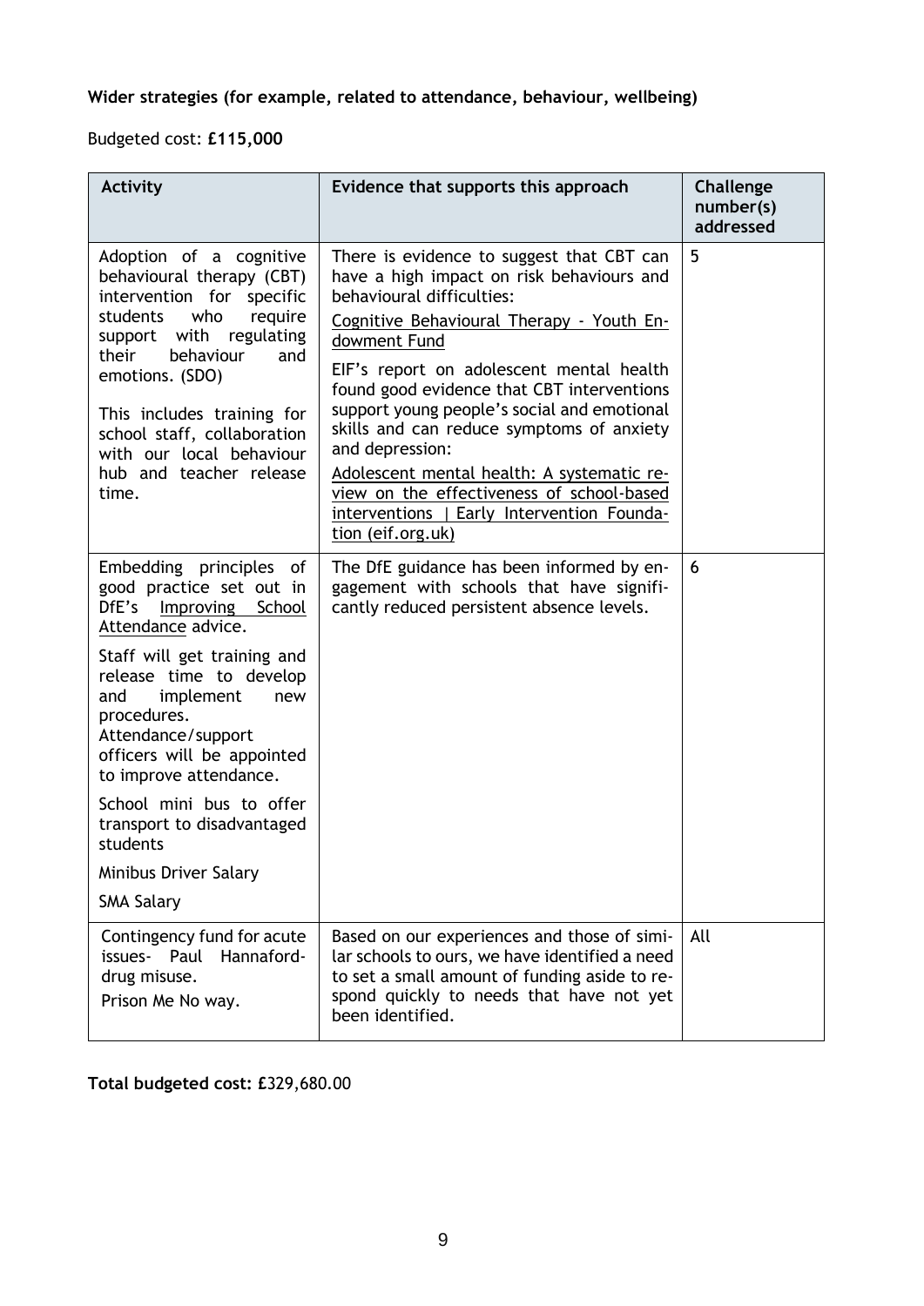**Wider strategies (for example, related to attendance, behaviour, wellbeing)**

Budgeted cost: **£115,000**

| Activity | Evidence that supports this approach | Challenge number(s) addressed |
|---|---|---|
| Adoption of a cognitive behavioural therapy (CBT) intervention for specific students who require support with regulating their behaviour and emotions. (SDO)<br><br>This includes training for school staff, collaboration with our local behaviour hub and teacher release time. | There is evidence to suggest that CBT can have a high impact on risk behaviours and behavioural difficulties:<br><br>Cognitive Behavioural Therapy - Youth Endowment Fund<br><br>EIF's report on adolescent mental health found good evidence that CBT interventions support young people's social and emotional skills and can reduce symptoms of anxiety and depression:<br><br>Adolescent mental health: A systematic review on the effectiveness of school-based interventions \| Early Intervention Foundation (eif.org.uk) | 5 |
| Embedding principles of good practice set out in DfE's Improving School Attendance advice.<br><br>Staff will get training and release time to develop and implement new procedures. Attendance/support officers will be appointed to improve attendance.<br><br>School mini bus to offer transport to disadvantaged students<br><br>Minibus Driver Salary<br><br>SMA Salary | The DfE guidance has been informed by engagement with schools that have significantly reduced persistent absence levels. | 6 |
| Contingency fund for acute issues- Paul Hannaford-drug misuse.<br>Prison Me No way. | Based on our experiences and those of similar schools to ours, we have identified a need to set a small amount of funding aside to respond quickly to needs that have not yet been identified. | All |

**Total budgeted cost: £**329,680.00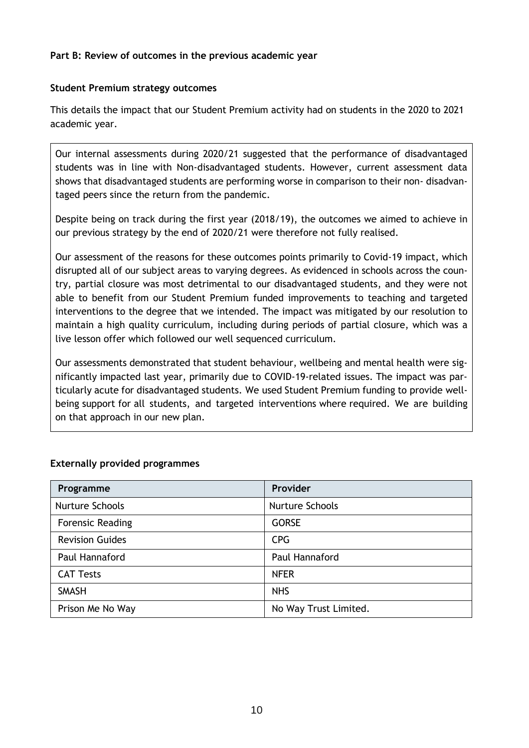**Part B: Review of outcomes in the previous academic year**

**Student Premium strategy outcomes**

This details the impact that our Student Premium activity had on students in the 2020 to 2021 academic year.

Our internal assessments during 2020/21 suggested that the performance of disadvantaged students was in line with Non-disadvantaged students. However, current assessment data shows that disadvantaged students are performing worse in comparison to their non- disadvantaged peers since the return from the pandemic.

Despite being on track during the first year (2018/19), the outcomes we aimed to achieve in our previous strategy by the end of 2020/21 were therefore not fully realised.

Our assessment of the reasons for these outcomes points primarily to Covid-19 impact, which disrupted all of our subject areas to varying degrees. As evidenced in schools across the country, partial closure was most detrimental to our disadvantaged students, and they were not able to benefit from our Student Premium funded improvements to teaching and targeted interventions to the degree that we intended. The impact was mitigated by our resolution to maintain a high quality curriculum, including during periods of partial closure, which was a live lesson offer which followed our well sequenced curriculum.

Our assessments demonstrated that student behaviour, wellbeing and mental health were significantly impacted last year, primarily due to COVID-19-related issues. The impact was particularly acute for disadvantaged students. We used Student Premium funding to provide wellbeing support for all students, and targeted interventions where required. We are building on that approach in our new plan.

**Externally provided programmes**

| Programme | Provider |
| --- | --- |
| Nurture Schools | Nurture Schools |
| Forensic Reading | GORSE |
| Revision Guides | CPG |
| Paul Hannaford | Paul Hannaford |
| CAT Tests | NFER |
| SMASH | NHS |
| Prison Me No Way | No Way Trust Limited. |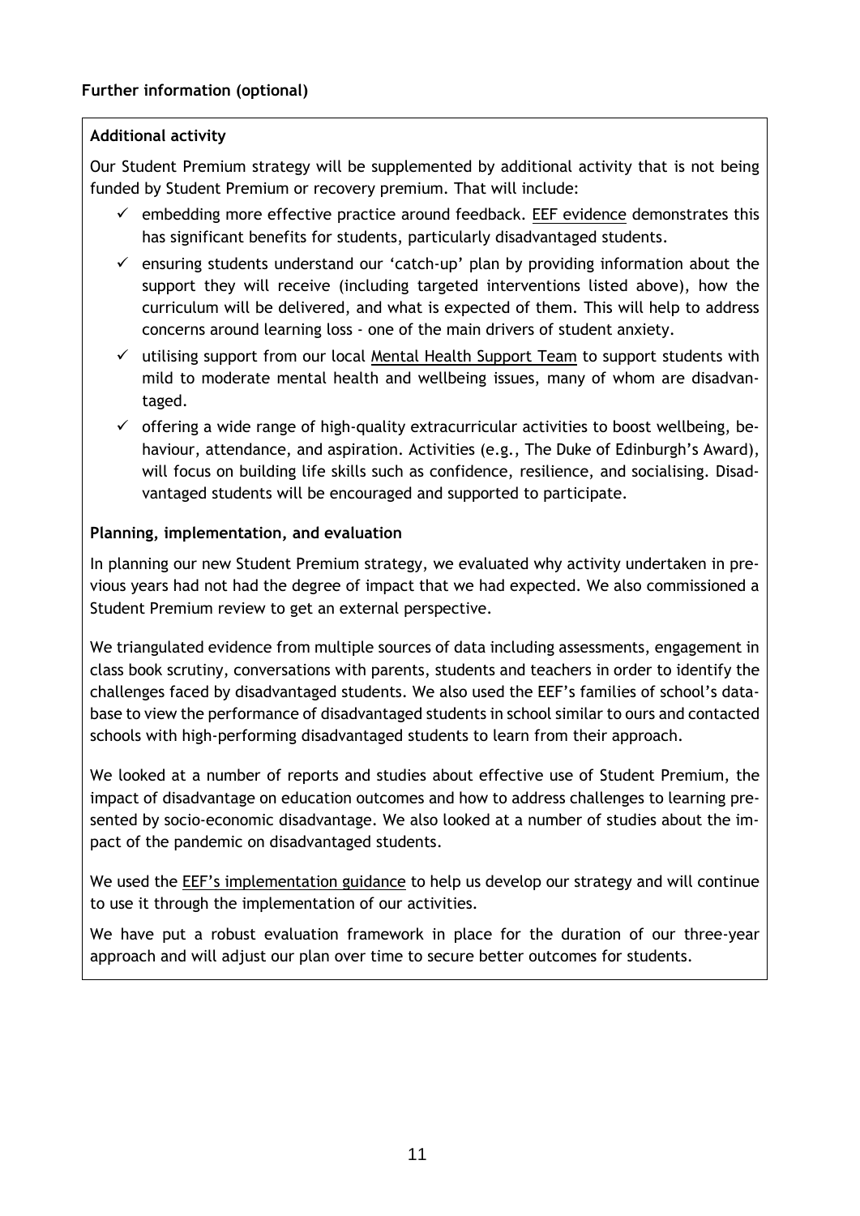**Further information (optional)**

**Additional activity**

Our Student Premium strategy will be supplemented by additional activity that is not being funded by Student Premium or recovery premium. That will include:

- ✓ embedding more effective practice around feedback. EEF evidence demonstrates this has significant benefits for students, particularly disadvantaged students.
- ✓ ensuring students understand our 'catch-up' plan by providing information about the support they will receive (including targeted interventions listed above), how the curriculum will be delivered, and what is expected of them. This will help to address concerns around learning loss - one of the main drivers of student anxiety.
- ✓ utilising support from our local Mental Health Support Team to support students with mild to moderate mental health and wellbeing issues, many of whom are disadvantaged.
- ✓ offering a wide range of high-quality extracurricular activities to boost wellbeing, behaviour, attendance, and aspiration. Activities (e.g., The Duke of Edinburgh's Award), will focus on building life skills such as confidence, resilience, and socialising. Disadvantaged students will be encouraged and supported to participate.

**Planning, implementation, and evaluation**

In planning our new Student Premium strategy, we evaluated why activity undertaken in previous years had not had the degree of impact that we had expected. We also commissioned a Student Premium review to get an external perspective.

We triangulated evidence from multiple sources of data including assessments, engagement in class book scrutiny, conversations with parents, students and teachers in order to identify the challenges faced by disadvantaged students. We also used the EEF's families of school's database to view the performance of disadvantaged students in school similar to ours and contacted schools with high-performing disadvantaged students to learn from their approach.

We looked at a number of reports and studies about effective use of Student Premium, the impact of disadvantage on education outcomes and how to address challenges to learning presented by socio-economic disadvantage. We also looked at a number of studies about the impact of the pandemic on disadvantaged students.

We used the EEF's implementation guidance to help us develop our strategy and will continue to use it through the implementation of our activities.

We have put a robust evaluation framework in place for the duration of our three-year approach and will adjust our plan over time to secure better outcomes for students.